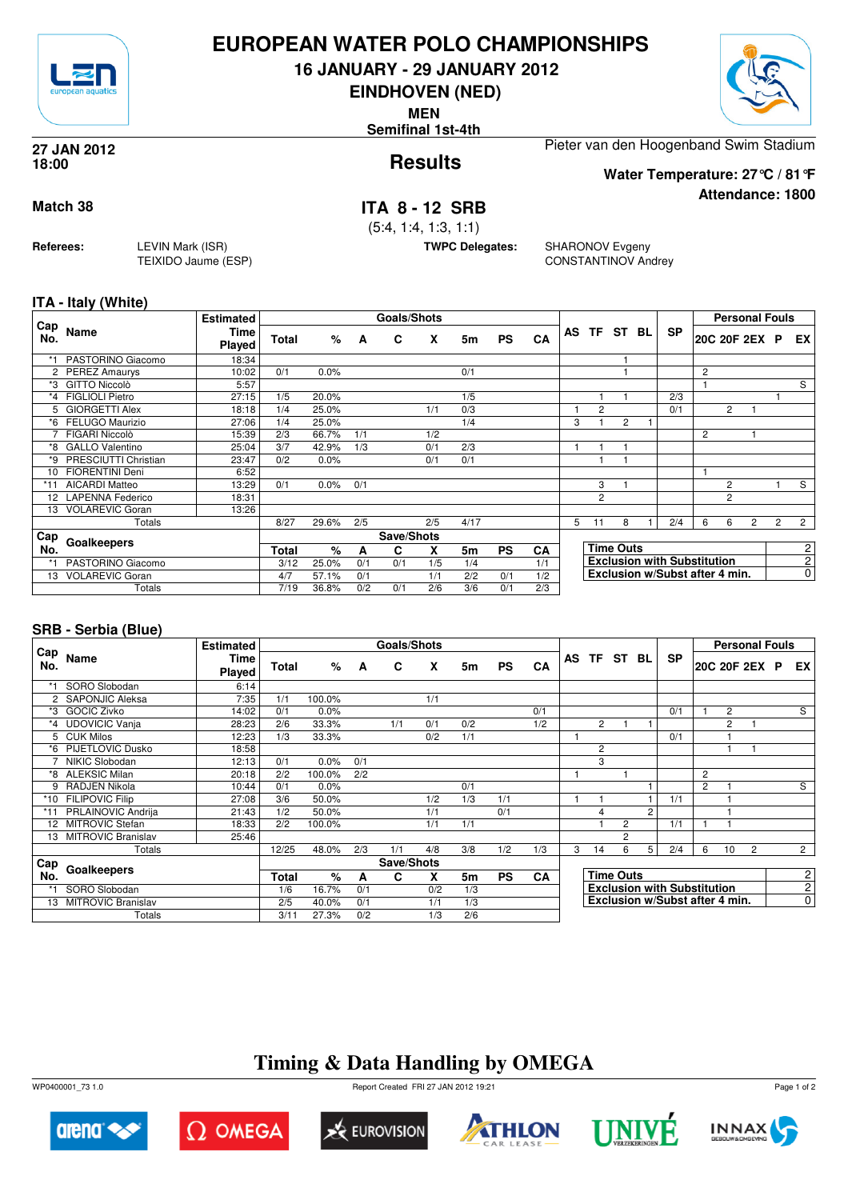# EUROPEAN WATER POLO CHAMPIONSHIPS

## 16 JANUARY - 29 JANUARY 2012

## EINDHOVEN (NED)

**MEN**

**Semifinal 1st-4th**

**27 JAN 2012**
**18:00**

## Results

Pieter van den Hoogenband Swim Stadium

**Water Temperature: 27°C / 81°F**

**Attendance: 1800**

**Match 38**

## ITA 8 - 12 SRB

(5:4, 1:4, 1:3, 1:1)

**Referees:** LEVIN Mark (ISR), TEIXIDO Jaume (ESP)

**TWPC Delegates:** SHARONOV Evgeny, CONSTANTINOV Andrey

### ITA - Italy (White)

| Cap No. | Name | Estimated Time Played | Total | % | A | C | X | 5m | PS | CA | AS | TF | ST | BL | SP | 20C | 20F | 2EX | P | EX |
|---|---|---|---|---|---|---|---|---|---|---|---|---|---|---|---|---|---|---|---|---|
| *1 | PASTORINO Giacomo | 18:34 | | | | | | | | | | | 1 | | | | | | | |
| 2 | PEREZ Amaurys | 10:02 | 0/1 | 0.0% | | | | 0/1 | | | | | 1 | | | 2 | | | | |
| *3 | GITTO Niccolò | 5:57 | | | | | | | | | | | | | | 1 | | | | S |
| *4 | FIGLIOLI Pietro | 27:15 | 1/5 | 20.0% | | | | 1/5 | | | | 1 | 1 | | 2/3 | | | | 1 | |
| 5 | GIORGETTI Alex | 18:18 | 1/4 | 25.0% | | | 1/1 | 0/3 | | | 1 | 2 | | | 0/1 | | 2 | 1 | | |
| *6 | FELUGO Maurizio | 27:06 | 1/4 | 25.0% | | | | 1/4 | | | 3 | 1 | 2 | 1 | | | | | | |
| 7 | FIGARI Niccolò | 15:39 | 2/3 | 66.7% | 1/1 | | 1/2 | | | | | | | | | 2 | | 1 | | |
| *8 | GALLO Valentino | 25:04 | 3/7 | 42.9% | 1/3 | | 0/1 | 2/3 | | | 1 | 1 | 1 | | | | | | | |
| *9 | PRESCIUTTI Christian | 23:47 | 0/2 | 0.0% | | | 0/1 | 0/1 | | | | 1 | 1 | | | | | | | |
| 10 | FIORENTINI Deni | 6:52 | | | | | | | | | | | | | | 1 | | | | |
| *11 | AICARDI Matteo | 13:29 | 0/1 | 0.0% | 0/1 | | | | | | | 3 | 1 | | | | 2 | | 1 | S |
| 12 | LAPENNA Federico | 18:31 | | | | | | | | | | 2 | | | | | 2 | | | |
| 13 | VOLAREVIC Goran | 13:26 | | | | | | | | | | | | | | | | | | |
| | Totals | | 8/27 | 29.6% | 2/5 | | 2/5 | 4/17 | | | 5 | 11 | 8 | 1 | 2/4 | 6 | 6 | 2 | 2 | 2 |

| Cap No. | Goalkeepers | Total | % | A | C | X | 5m | PS | CA |
|---|---|---|---|---|---|---|---|---|---|
| *1 | PASTORINO Giacomo | 3/12 | 25.0% | 0/1 | 0/1 | 1/5 | 1/4 | | 1/1 |
| 13 | VOLAREVIC Goran | 4/7 | 57.1% | 0/1 | | 1/1 | 2/2 | 0/1 | 1/2 |
| | Totals | 7/19 | 36.8% | 0/2 | 0/1 | 2/6 | 3/6 | 0/1 | 2/3 |

| | |
|---|---|
| Time Outs | 2 |
| Exclusion with Substitution | 2 |
| Exclusion w/Subst after 4 min. | 0 |

### SRB - Serbia (Blue)

| Cap No. | Name | Estimated Time Played | Total | % | A | C | X | 5m | PS | CA | AS | TF | ST | BL | SP | 20C | 20F | 2EX | P | EX |
|---|---|---|---|---|---|---|---|---|---|---|---|---|---|---|---|---|---|---|---|---|
| *1 | SORO Slobodan | 6:14 | | | | | | | | | | | | | | | | | | |
| 2 | SAPONJIC Aleksa | 7:35 | 1/1 | 100.0% | | | 1/1 | | | | | | | | | | | | | |
| *3 | GOCIC Zivko | 14:02 | 0/1 | 0.0% | | | | | | 0/1 | | | | | 0/1 | 1 | 2 | | | S |
| *4 | UDOVICIC Vanja | 28:23 | 2/6 | 33.3% | | 1/1 | 0/1 | 0/2 | | 1/2 | | 2 | 1 | 1 | | | 2 | 1 | | |
| 5 | CUK Milos | 12:23 | 1/3 | 33.3% | | | 0/2 | 1/1 | | | 1 | | | | 0/1 | | 1 | | | |
| *6 | PIJETLOVIC Dusko | 18:58 | | | | | | | | | | 2 | | | | | 1 | 1 | | |
| 7 | NIKIC Slobodan | 12:13 | 0/1 | 0.0% | 0/1 | | | | | | | 3 | | | | | | | | |
| *8 | ALEKSIC Milan | 20:18 | 2/2 | 100.0% | 2/2 | | | | | | 1 | | 1 | | | 2 | | | | |
| 9 | RADJEN Nikola | 10:44 | 0/1 | 0.0% | | | | 0/1 | | | | | | 1 | | 2 | 1 | | | S |
| *10 | FILIPOVIC Filip | 27:08 | 3/6 | 50.0% | | | 1/2 | 1/3 | 1/1 | | 1 | 1 | | 1 | 1/1 | | 1 | | | |
| *11 | PRLAINOVIC Andrija | 21:43 | 1/2 | 50.0% | | | 1/1 | | 0/1 | | | 4 | | 2 | | | 1 | | | |
| 12 | MITROVIC Stefan | 18:33 | 2/2 | 100.0% | | | 1/1 | 1/1 | | | | 1 | 2 | | 1/1 | 1 | 1 | | | |
| 13 | MITROVIC Branislav | 25:46 | | | | | | | | | | | 2 | | | | | | | |
| | Totals | | 12/25 | 48.0% | 2/3 | 1/1 | 4/8 | 3/8 | 1/2 | 1/3 | 3 | 14 | 6 | 5 | 2/4 | 6 | 10 | 2 | | 2 |

| Cap No. | Goalkeepers | Total | % | A | C | X | 5m | PS | CA |
|---|---|---|---|---|---|---|---|---|---|
| *1 | SORO Slobodan | 1/6 | 16.7% | 0/1 | | 0/2 | 1/3 | | |
| 13 | MITROVIC Branislav | 2/5 | 40.0% | 0/1 | | 1/1 | 1/3 | | |
| | Totals | 3/11 | 27.3% | 0/2 | | 1/3 | 2/6 | | |

| | |
|---|---|
| Time Outs | 2 |
| Exclusion with Substitution | 2 |
| Exclusion w/Subst after 4 min. | 0 |

## Timing & Data Handling by OMEGA

WP0400001_73 1.0 Report Created FRI 27 JAN 2012 19:21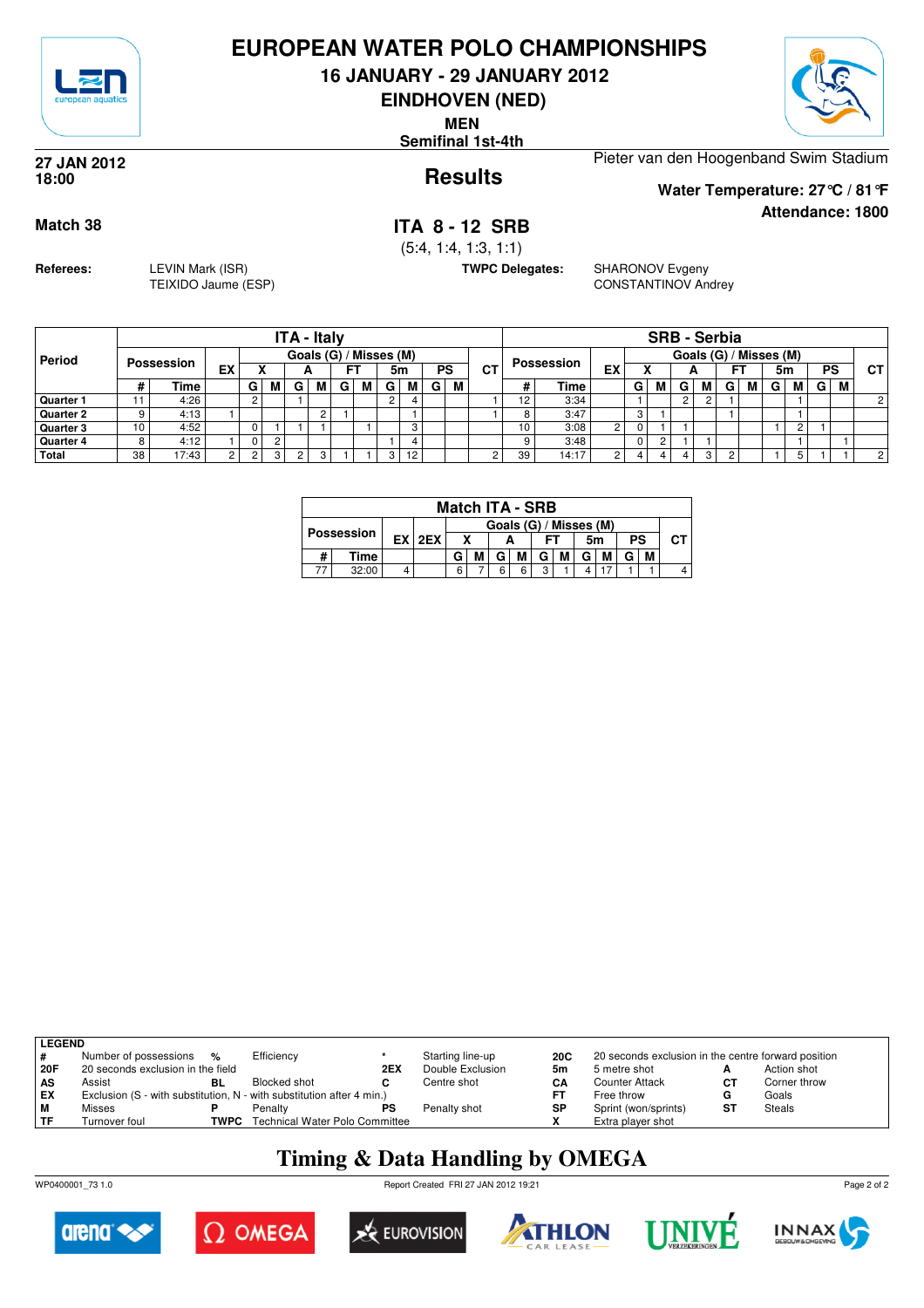# EUROPEAN WATER POLO CHAMPIONSHIPS

**16 JANUARY - 29 JANUARY 2012**

**EINDHOVEN (NED)**

**MEN**

**Semifinal 1st-4th**

**27 JAN 2012**
**18:00**

## Results

Pieter van den Hoogenband Swim Stadium

**Water Temperature: 27°C / 81°F**

**Attendance: 1800**

**Match 38**

## ITA 8 - 12 SRB

(5:4, 1:4, 1:3, 1:1)

**Referees:** LEVIN Mark (ISR), TEIXIDO Jaume (ESP)

**TWPC Delegates:** SHARONOV Evgeny, CONSTANTINOV Andrey

| Period | ITA - Italy | | | | | | | | | | | | | | | SRB - Serbia | | | | | | | | | | | | | | |
|---|---|---|---|---|---|---|---|---|---|---|---|---|---|---|---|---|---|---|---|---|---|---|---|---|---|---|---|---|---|---|
| | Possession | | EX | Goals (G) / Misses (M) | | | | | | | | | | CT | Possession | | EX | Goals (G) / Misses (M) | | | | | | | | | | CT |
| | | | | X | | A | | FT | | 5m | | PS | | | | | | X | | A | | FT | | 5m | | PS | | |
| | # | Time | | G | M | G | M | G | M | G | M | G | M | | # | Time | | G | M | G | M | G | M | G | M | G | M | |
| Quarter 1 | 11 | 4:26 | | 2 | | 1 | | | | 2 | 4 | | | 1 | 12 | 3:34 | | 1 | | 2 | 2 | 1 | | | 1 | | | 2 |
| Quarter 2 | 9 | 4:13 | 1 | | | | 2 | 1 | | | 1 | | | 1 | 8 | 3:47 | | 3 | 1 | | | 1 | | | 1 | | | |
| Quarter 3 | 10 | 4:52 | | 0 | 1 | 1 | 1 | | 1 | | 3 | | | | 10 | 3:08 | 2 | 0 | 1 | 1 | | | | 1 | 2 | 1 | | |
| Quarter 4 | 8 | 4:12 | 1 | 0 | 2 | | | | | 1 | 4 | | | | 9 | 3:48 | | 0 | 2 | 1 | 1 | | | | 1 | | 1 | |
| Total | 38 | 17:43 | 2 | 2 | 3 | 2 | 3 | 1 | 1 | 3 | 12 | | | 2 | 39 | 14:17 | 2 | 4 | 4 | 4 | 3 | 2 | | 1 | 5 | 1 | 1 | 2 |

| Match ITA - SRB | | | | | | | | | | | | | | |
|---|---|---|---|---|---|---|---|---|---|---|---|---|---|---|
| Possession | | EX | 2EX | Goals (G) / Misses (M) | | | | | | | | | | CT |
| | | | | X | | A | | FT | | 5m | | PS | | |
| # | Time | | | G | M | G | M | G | M | G | M | G | M | |
| 77 | 32:00 | 4 | | 6 | 7 | 6 | 6 | 3 | 1 | 4 | 17 | 1 | 1 | 4 |

| LEGEND | | | | | | | |
|---|---|---|---|---|---|---|---|
| # | Number of possessions | % | Efficiency | * | Starting line-up | 20C | 20 seconds exclusion in the centre forward position |
| 20F | 20 seconds exclusion in the field | | | 2EX | Double Exclusion | 5m | 5 metre shot |
| AS | Assist | BL | Blocked shot | C | Centre shot | CA | Counter Attack |
| EX | Exclusion (S - with substitution, N - with substitution after 4 min.) | | | | | FT | Free throw |
| M | Misses | P | Penalty | PS | Penalty shot | SP | Sprint (won/sprints) |
| TF | Turnover foul | TWPC | Technical Water Polo Committee | | | X | Extra player shot |
| A | Action shot | CT | Corner throw | G | Goals | ST | Steals |

## Timing & Data Handling by OMEGA

WP0400001_73 1.0 Report Created FRI 27 JAN 2012 19:21